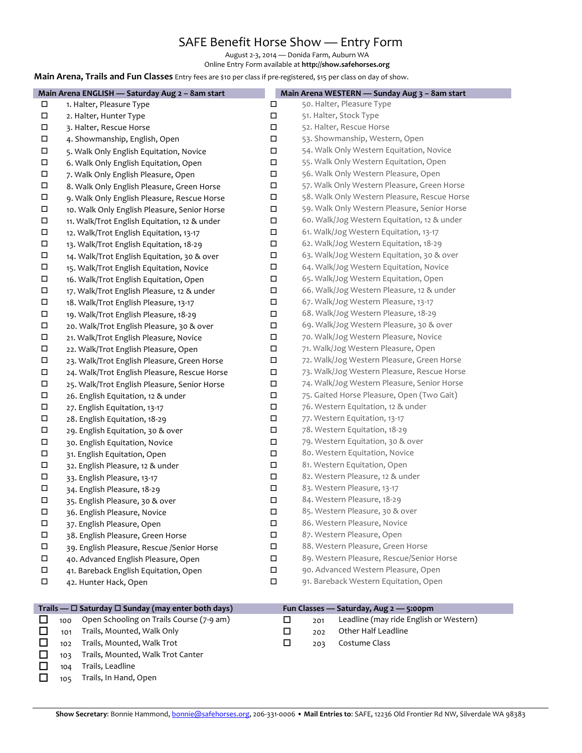# SAFE Benefit Horse Show — Entry Form

August 2-3, 2014 — Donida Farm, Auburn WA

Online Entry Form available at **http://show.safehorses.org**

**Main Arena, Trails and Fun Classes** Entry fees are $10 per class if pre-registered, $15 per class on day of show.

## Main Arena ENGLISH — Saturday Aug 2 – 8am start

- ☐ 1. Halter, Pleasure Type
- ☐ 2. Halter, Hunter Type
- ☐ 3. Halter, Rescue Horse
- ☐ 4. Showmanship, English, Open
- ☐ 5. Walk Only English Equitation, Novice
- ☐ 6. Walk Only English Equitation, Open
- ☐ 7. Walk Only English Pleasure, Open
- ☐ 8. Walk Only English Pleasure, Green Horse
- ☐ 9. Walk Only English Pleasure, Rescue Horse
- ☐ 10. Walk Only English Pleasure, Senior Horse
- ☐ 11. Walk/Trot English Equitation, 12 & under
- ☐ 12. Walk/Trot English Equitation, 13-17
- ☐ 13. Walk/Trot English Equitation, 18-29
- ☐ 14. Walk/Trot English Equitation, 30 & over
- ☐ 15. Walk/Trot English Equitation, Novice
- ☐ 16. Walk/Trot English Equitation, Open
- ☐ 17. Walk/Trot English Pleasure, 12 & under
- ☐ 18. Walk/Trot English Pleasure, 13-17
- ☐ 19. Walk/Trot English Pleasure, 18-29
- ☐ 20. Walk/Trot English Pleasure, 30 & over
- ☐ 21. Walk/Trot English Pleasure, Novice
- ☐ 22. Walk/Trot English Pleasure, Open
- ☐ 23. Walk/Trot English Pleasure, Green Horse
- ☐ 24. Walk/Trot English Pleasure, Rescue Horse
- ☐ 25. Walk/Trot English Pleasure, Senior Horse
- ☐ 26. English Equitation, 12 & under
- ☐ 27. English Equitation, 13-17
- ☐ 28. English Equitation, 18-29
- ☐ 29. English Equitation, 30 & over
- ☐ 30. English Equitation, Novice
- ☐ 31. English Equitation, Open
- ☐ 32. English Pleasure, 12 & under
- ☐ 33. English Pleasure, 13-17
- ☐ 34. English Pleasure, 18-29
- ☐ 35. English Pleasure, 30 & over
- ☐ 36. English Pleasure, Novice
- ☐ 37. English Pleasure, Open
- ☐ 38. English Pleasure, Green Horse
- ☐ 39. English Pleasure, Rescue /Senior Horse
- ☐ 40. Advanced English Pleasure, Open
- ☐ 41. Bareback English Equitation, Open
- ☐ 42. Hunter Hack, Open

## Main Arena WESTERN — Sunday Aug 3 – 8am start

- ☐ 50. Halter, Pleasure Type
- ☐ 51. Halter, Stock Type
- ☐ 52. Halter, Rescue Horse
- ☐ 53. Showmanship, Western, Open
- ☐ 54. Walk Only Western Equitation, Novice
- ☐ 55. Walk Only Western Equitation, Open
- ☐ 56. Walk Only Western Pleasure, Open
- ☐ 57. Walk Only Western Pleasure, Green Horse
- ☐ 58. Walk Only Western Pleasure, Rescue Horse
- ☐ 59. Walk Only Western Pleasure, Senior Horse
- ☐ 60. Walk/Jog Western Equitation, 12 & under
- ☐ 61. Walk/Jog Western Equitation, 13-17
- ☐ 62. Walk/Jog Western Equitation, 18-29
- ☐ 63. Walk/Jog Western Equitation, 30 & over
- ☐ 64. Walk/Jog Western Equitation, Novice
- ☐ 65. Walk/Jog Western Equitation, Open
- ☐ 66. Walk/Jog Western Pleasure, 12 & under
- ☐ 67. Walk/Jog Western Pleasure, 13-17
- ☐ 68. Walk/Jog Western Pleasure, 18-29
- ☐ 69. Walk/Jog Western Pleasure, 30 & over
- ☐ 70. Walk/Jog Western Pleasure, Novice
- ☐ 71. Walk/Jog Western Pleasure, Open
- ☐ 72. Walk/Jog Western Pleasure, Green Horse
- ☐ 73. Walk/Jog Western Pleasure, Rescue Horse
- ☐ 74. Walk/Jog Western Pleasure, Senior Horse
- ☐ 75. Gaited Horse Pleasure, Open (Two Gait)
- ☐ 76. Western Equitation, 12 & under
- ☐ 77. Western Equitation, 13-17
- ☐ 78. Western Equitation, 18-29
- ☐ 79. Western Equitation, 30 & over
- ☐ 80. Western Equitation, Novice
- ☐ 81. Western Equitation, Open
- ☐ 82. Western Pleasure, 12 & under
- ☐ 83. Western Pleasure, 13-17
- ☐ 84. Western Pleasure, 18-29
- ☐ 85. Western Pleasure, 30 & over
- ☐ 86. Western Pleasure, Novice
- ☐ 87. Western Pleasure, Open
- ☐ 88. Western Pleasure, Green Horse
- ☐ 89. Western Pleasure, Rescue/Senior Horse
- ☐ 90. Advanced Western Pleasure, Open
- ☐ 91. Bareback Western Equitation, Open

## Trails — ☐ Saturday ☐ Sunday (may enter both days)

- ☐ 100 Open Schooling on Trails Course (7-9 am)
- ☐ 101 Trails, Mounted, Walk Only
- ☐ 102 Trails, Mounted, Walk Trot
- ☐ 103 Trails, Mounted, Walk Trot Canter
- ☐ 104 Trails, Leadline
- ☐ 105 Trails, In Hand, Open

## Fun Classes — Saturday, Aug 2 — 5:00pm

- ☐ 201 Leadline (may ride English or Western)
- ☐ 202 Other Half Leadline
- ☐ 203 Costume Class

**Show Secretary**: Bonnie Hammond, bonnie@safehorses.org, 206-331-0006 • **Mail Entries to:** SAFE, 12236 Old Frontier Rd NW, Silverdale WA 98383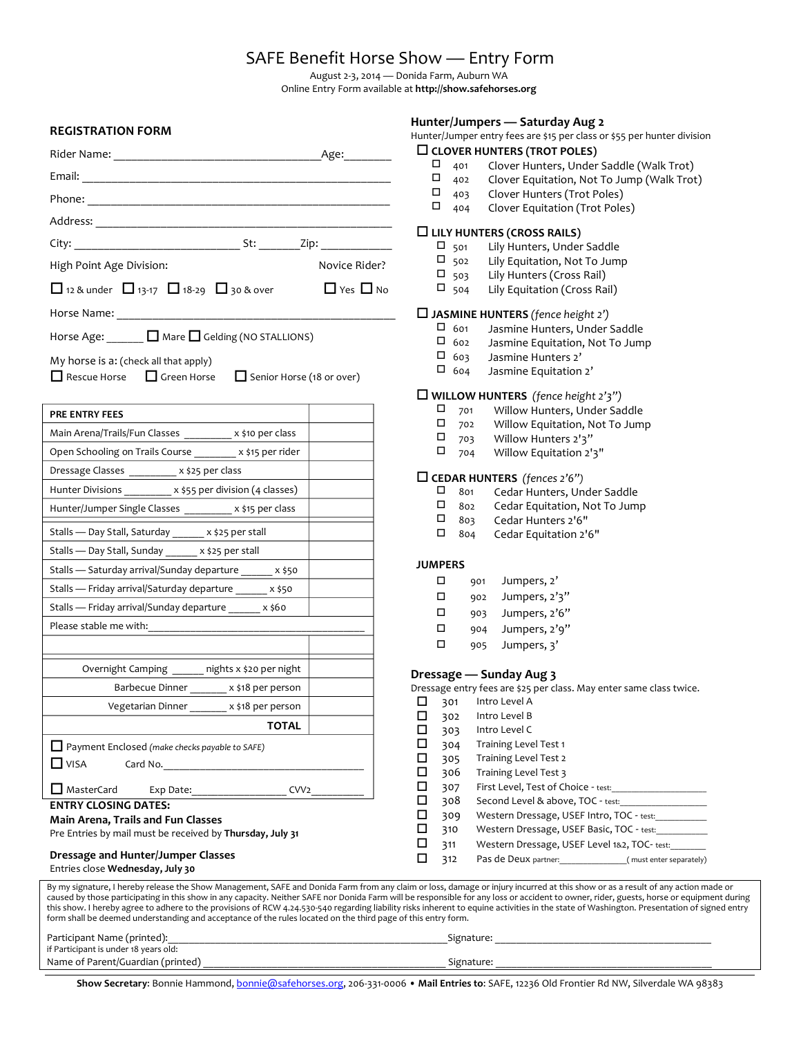# SAFE Benefit Horse Show — Entry Form

August 2-3, 2014 — Donida Farm, Auburn WA
Online Entry Form available at **http://show.safehorses.org**

## REGISTRATION FORM

Rider Name: ________________________________ Age:_______

Email: ____________________________________________________

Phone: ____________________________________________________

Address: __________________________________________________

City: __________________________ St: _______ Zip: ___________

High Point Age Division: ☐ 12 & under ☐ 13-17 ☐ 18-29 ☐ 30 & over

Novice Rider? ☐ Yes ☐ No

Horse Name: _______________________________________________

Horse Age: ______ ☐ Mare ☐ Gelding (NO STALLIONS)

My horse is a: (check all that apply)
☐ Rescue Horse ☐ Green Horse ☐ Senior Horse (18 or over)

| PRE ENTRY FEES | |
|---|---|
| Main Arena/Trails/Fun Classes _________ x $10 per class | |
| Open Schooling on Trails Course ________ x $15 per rider | |
| Dressage Classes _________ x $25 per class | |
| Hunter Divisions _________ x $55 per division (4 classes) | |
| Hunter/Jumper Single Classes _________ x $15 per class | |
| Stalls — Day Stall, Saturday ______ x $25 per stall | |
| Stalls — Day Stall, Sunday ______ x $25 per stall | |
| Stalls — Saturday arrival/Sunday departure ______ x $50 | |
| Stalls — Friday arrival/Saturday departure ______ x $50 | |
| Stalls — Friday arrival/Sunday departure ______ x $60 | |
| Please stable me with:_______________________________ | |
| | |
| Overnight Camping ______ nights x $20 per night | |
| Barbecue Dinner _______ x $18 per person | |
| Vegetarian Dinner _______ x $18 per person | |
| **TOTAL** | |

☐ Payment Enclosed *(make checks payable to SAFE)*

☐ VISA Card No.___________________________________

☐ MasterCard Exp Date:________________ CVV2__________

**ENTRY CLOSING DATES:**

**Main Arena, Trails and Fun Classes**
Pre Entries by mail must be received by **Thursday, July 31**

**Dressage and Hunter/Jumper Classes**
Entries close **Wednesday, July 30**

## Hunter/Jumpers — Saturday Aug 2

Hunter/Jumper entry fees are $15 per class or $55 per hunter division

☐ **CLOVER HUNTERS (TROT POLES)**
- ☐ 401 Clover Hunters, Under Saddle (Walk Trot)
- ☐ 402 Clover Equitation, Not To Jump (Walk Trot)
- ☐ 403 Clover Hunters (Trot Poles)
- ☐ 404 Clover Equitation (Trot Poles)

☐ **LILY HUNTERS (CROSS RAILS)**
- ☐ 501 Lily Hunters, Under Saddle
- ☐ 502 Lily Equitation, Not To Jump
- ☐ 503 Lily Hunters (Cross Rail)
- ☐ 504 Lily Equitation (Cross Rail)

☐ **JASMINE HUNTERS** *(fence height 2')*
- ☐ 601 Jasmine Hunters, Under Saddle
- ☐ 602 Jasmine Equitation, Not To Jump
- ☐ 603 Jasmine Hunters 2'
- ☐ 604 Jasmine Equitation 2'

☐ **WILLOW HUNTERS** *(fence height 2'3")*
- ☐ 701 Willow Hunters, Under Saddle
- ☐ 702 Willow Equitation, Not To Jump
- ☐ 703 Willow Hunters 2'3"
- ☐ 704 Willow Equitation 2'3"

☐ **CEDAR HUNTERS** *(fences 2'6")*
- ☐ 801 Cedar Hunters, Under Saddle
- ☐ 802 Cedar Equitation, Not To Jump
- ☐ 803 Cedar Hunters 2'6"
- ☐ 804 Cedar Equitation 2'6"

**JUMPERS**
- ☐ 901 Jumpers, 2'
- ☐ 902 Jumpers, 2'3"
- ☐ 903 Jumpers, 2'6"
- ☐ 904 Jumpers, 2'9"
- ☐ 905 Jumpers, 3'

## Dressage — Sunday Aug 3

Dressage entry fees are $25 per class. May enter same class twice.

- ☐ 301 Intro Level A
- ☐ 302 Intro Level B
- ☐ 303 Intro Level C
- ☐ 304 Training Level Test 1
- ☐ 305 Training Level Test 2
- ☐ 306 Training Level Test 3
- ☐ 307 First Level, Test of Choice - test:________________
- ☐ 308 Second Level & above, TOC - test:________________
- ☐ 309 Western Dressage, USEF Intro, TOC - test:__________
- ☐ 310 Western Dressage, USEF Basic, TOC - test:__________
- ☐ 311 Western Dressage, USEF Level 1&2, TOC- test:_______
- ☐ 312 Pas de Deux partner:_____________( must enter separately)

By my signature, I hereby release the Show Management, SAFE and Donida Farm from any claim or loss, damage or injury incurred at this show or as a result of any action made or caused by those participating in this show in any capacity. Neither SAFE nor Donida Farm will be responsible for any loss or accident to owner, rider, guests, horse or equipment during this show. I hereby agree to adhere to the provisions of RCW 4.24.530-540 regarding liability risks inherent to equine activities in the state of Washington. Presentation of signed entry form shall be deemed understanding and acceptance of the rules located on the third page of this entry form.

Participant Name (printed):_______________________________ Signature: ____________________________

if Participant is under 18 years old:
Name of Parent/Guardian (printed) __________________________ Signature: ____________________________

**Show Secretary**: Bonnie Hammond, bonnie@safehorses.org, 206-331-0006 • **Mail Entries to**: SAFE, 12236 Old Frontier Rd NW, Silverdale WA 98383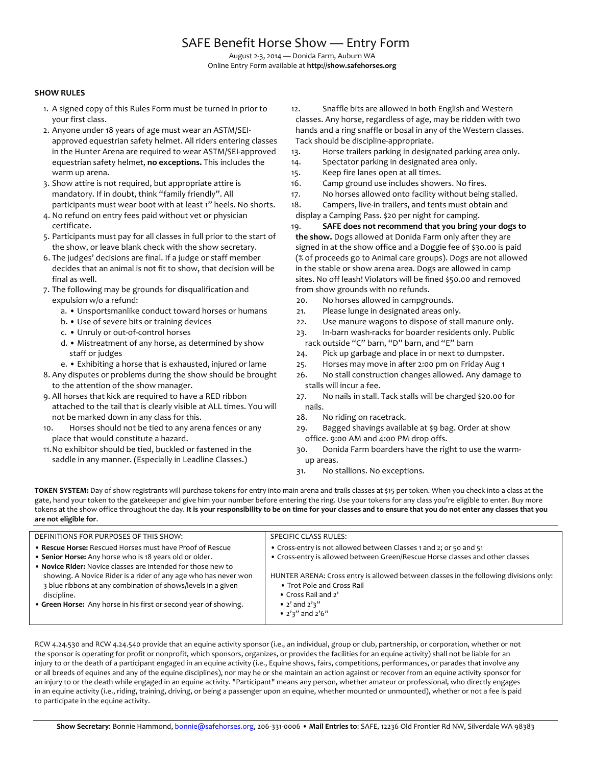# SAFE Benefit Horse Show — Entry Form

August 2-3, 2014 — Donida Farm, Auburn WA

Online Entry Form available at **http://show.safehorses.org**

## SHOW RULES

1. A signed copy of this Rules Form must be turned in prior to your first class.
2. Anyone under 18 years of age must wear an ASTM/SEI-approved equestrian safety helmet. All riders entering classes in the Hunter Arena are required to wear ASTM/SEI-approved equestrian safety helmet, **no exceptions.** This includes the warm up arena.
3. Show attire is not required, but appropriate attire is mandatory. If in doubt, think "family friendly". All participants must wear boot with at least 1" heels. No shorts.
4. No refund on entry fees paid without vet or physician certificate.
5. Participants must pay for all classes in full prior to the start of the show, or leave blank check with the show secretary.
6. The judges' decisions are final. If a judge or staff member decides that an animal is not fit to show, that decision will be final as well.
7. The following may be grounds for disqualification and expulsion w/o a refund:
   a. • Unsportsmanlike conduct toward horses or humans
   b. • Use of severe bits or training devices
   c. • Unruly or out-of-control horses
   d. • Mistreatment of any horse, as determined by show staff or judges
   e. • Exhibiting a horse that is exhausted, injured or lame
8. Any disputes or problems during the show should be brought to the attention of the show manager.
9. All horses that kick are required to have a RED ribbon attached to the tail that is clearly visible at ALL times. You will not be marked down in any class for this.
10. Horses should not be tied to any arena fences or any place that would constitute a hazard.
11. No exhibitor should be tied, buckled or fastened in the saddle in any manner. (Especially in Leadline Classes.)
12. Snaffle bits are allowed in both English and Western classes. Any horse, regardless of age, may be ridden with two hands and a ring snaffle or bosal in any of the Western classes. Tack should be discipline-appropriate.
13. Horse trailers parking in designated parking area only.
14. Spectator parking in designated area only.
15. Keep fire lanes open at all times.
16. Camp ground use includes showers. No fires.
17. No horses allowed onto facility without being stalled.
18. Campers, live-in trailers, and tents must obtain and display a Camping Pass. $20 per night for camping.
19. **SAFE does not recommend that you bring your dogs to the show.** Dogs allowed at Donida Farm only after they are signed in at the show office and a Doggie fee of $30.00 is paid (% of proceeds go to Animal care groups). Dogs are not allowed in the stable or show arena area. Dogs are allowed in camp sites. No off leash! Violators will be fined $50.00 and removed from show grounds with no refunds.
20. No horses allowed in campgrounds.
21. Please lunge in designated areas only.
22. Use manure wagons to dispose of stall manure only.
23. In-barn wash-racks for boarder residents only. Public rack outside "C" barn, "D" barn, and "E" barn
24. Pick up garbage and place in or next to dumpster.
25. Horses may move in after 2:00 pm on Friday Aug 1
26. No stall construction changes allowed. Any damage to stalls will incur a fee.
27. No nails in stall. Tack stalls will be charged $20.00 for nails.
28. No riding on racetrack.
29. Bagged shavings available at $9 bag. Order at show office. 9:00 AM and 4:00 PM drop offs.
30. Donida Farm boarders have the right to use the warm-up areas.
31. No stallions. No exceptions.

**TOKEN SYSTEM:** Day of show registrants will purchase tokens for entry into main arena and trails classes at $15 per token. When you check into a class at the gate, hand your token to the gatekeeper and give him your number before entering the ring. Use your tokens for any class you're eligible to enter. Buy more tokens at the show office throughout the day. **It is your responsibility to be on time for your classes and to ensure that you do not enter any classes that you are not eligible for**.

| DEFINITIONS FOR PURPOSES OF THIS SHOW: | SPECIFIC CLASS RULES: |
|---|---|
| • **Rescue Horse:** Rescued Horses must have Proof of Rescue<br>• **Senior Horse:** Any horse who is 18 years old or older.<br>• **Novice Rider:** Novice classes are intended for those new to showing. A Novice Rider is a rider of any age who has never won 3 blue ribbons at any combination of shows/levels in a given discipline.<br>• **Green Horse:** Any horse in his first or second year of showing. | • Cross-entry is not allowed between Classes 1 and 2; or 50 and 51<br>• Cross-entry is allowed between Green/Rescue Horse classes and other classes<br><br>HUNTER ARENA: Cross entry is allowed between classes in the following divisions only:<br>• Trot Pole and Cross Rail<br>• Cross Rail and 2'<br>• 2' and 2'3"<br>• 2'3" and 2'6" |

RCW 4.24.530 and RCW 4.24.540 provide that an equine activity sponsor (i.e., an individual, group or club, partnership, or corporation, whether or not the sponsor is operating for profit or nonprofit, which sponsors, organizes, or provides the facilities for an equine activity) shall not be liable for an injury to or the death of a participant engaged in an equine activity (i.e., Equine shows, fairs, competitions, performances, or parades that involve any or all breeds of equines and any of the equine disciplines), nor may he or she maintain an action against or recover from an equine activity sponsor for an injury to or the death while engaged in an equine activity. "Participant" means any person, whether amateur or professional, who directly engages in an equine activity (i.e., riding, training, driving, or being a passenger upon an equine, whether mounted or unmounted), whether or not a fee is paid to participate in the equine activity.

**Show Secretary**: Bonnie Hammond, bonnie@safehorses.org, 206-331-0006 • **Mail Entries to**: SAFE, 12236 Old Frontier Rd NW, Silverdale WA 98383